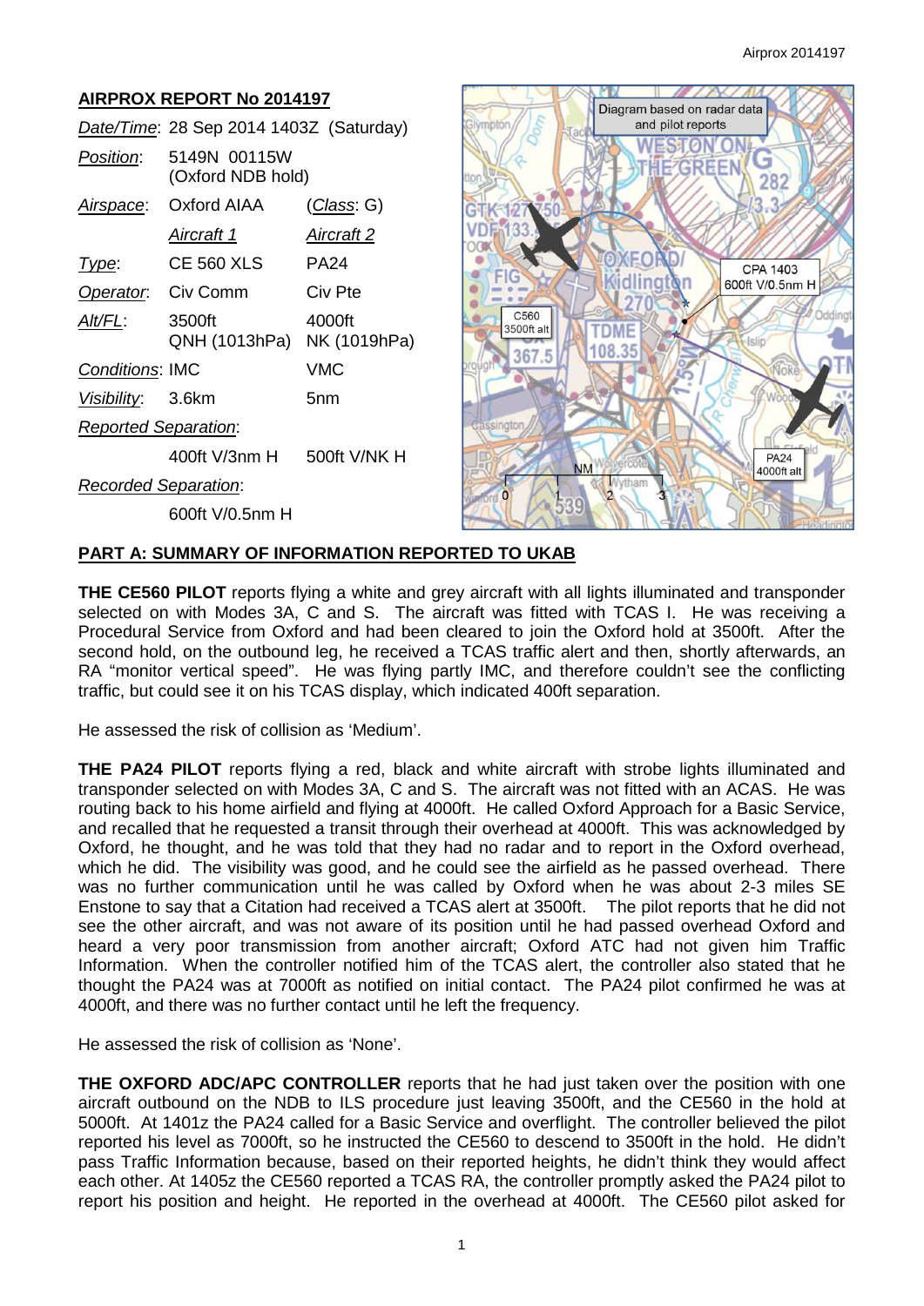## AIRPROX REPORT No 2014197

| | | |
|---|---|---|
| *Date/Time*: | 28 Sep 2014 1403Z (Saturday) | |
| *Position*: | 5149N 00115W (Oxford NDB hold) | |
| *Airspace*: | Oxford AIAA | (*Class*: G) |
| | *Aircraft 1* | *Aircraft 2* |
| *Type*: | CE 560 XLS | PA24 |
| *Operator*: | Civ Comm | Civ Pte |
| *Alt/FL*: | 3500ft QNH (1013hPa) | 4000ft NK (1019hPa) |
| *Conditions*: | IMC | VMC |
| *Visibility*: | 3.6km | 5nm |
| *Reported Separation*: | | |
| | 400ft V/3nm H | 500ft V/NK H |
| *Recorded Separation*: | | |
| | 600ft V/0.5nm H | |

Diagram based on radar data and pilot reports

CPA 1403 600ft V/0.5nm H

C560 3500ft alt

PA24 4000ft alt

## PART A: SUMMARY OF INFORMATION REPORTED TO UKAB

**THE CE560 PILOT** reports flying a white and grey aircraft with all lights illuminated and transponder selected on with Modes 3A, C and S. The aircraft was fitted with TCAS I. He was receiving a Procedural Service from Oxford and had been cleared to join the Oxford hold at 3500ft. After the second hold, on the outbound leg, he received a TCAS traffic alert and then, shortly afterwards, an RA "monitor vertical speed". He was flying partly IMC, and therefore couldn't see the conflicting traffic, but could see it on his TCAS display, which indicated 400ft separation.

He assessed the risk of collision as 'Medium'.

**THE PA24 PILOT** reports flying a red, black and white aircraft with strobe lights illuminated and transponder selected on with Modes 3A, C and S. The aircraft was not fitted with an ACAS. He was routing back to his home airfield and flying at 4000ft. He called Oxford Approach for a Basic Service, and recalled that he requested a transit through their overhead at 4000ft. This was acknowledged by Oxford, he thought, and he was told that they had no radar and to report in the Oxford overhead, which he did. The visibility was good, and he could see the airfield as he passed overhead. There was no further communication until he was called by Oxford when he was about 2-3 miles SE Enstone to say that a Citation had received a TCAS alert at 3500ft. The pilot reports that he did not see the other aircraft, and was not aware of its position until he had passed overhead Oxford and heard a very poor transmission from another aircraft; Oxford ATC had not given him Traffic Information. When the controller notified him of the TCAS alert, the controller also stated that he thought the PA24 was at 7000ft as notified on initial contact. The PA24 pilot confirmed he was at 4000ft, and there was no further contact until he left the frequency.

He assessed the risk of collision as 'None'.

**THE OXFORD ADC/APC CONTROLLER** reports that he had just taken over the position with one aircraft outbound on the NDB to ILS procedure just leaving 3500ft, and the CE560 in the hold at 5000ft. At 1401z the PA24 called for a Basic Service and overflight. The controller believed the pilot reported his level as 7000ft, so he instructed the CE560 to descend to 3500ft in the hold. He didn't pass Traffic Information because, based on their reported heights, he didn't think they would affect each other. At 1405z the CE560 reported a TCAS RA, the controller promptly asked the PA24 pilot to report his position and height. He reported in the overhead at 4000ft. The CE560 pilot asked for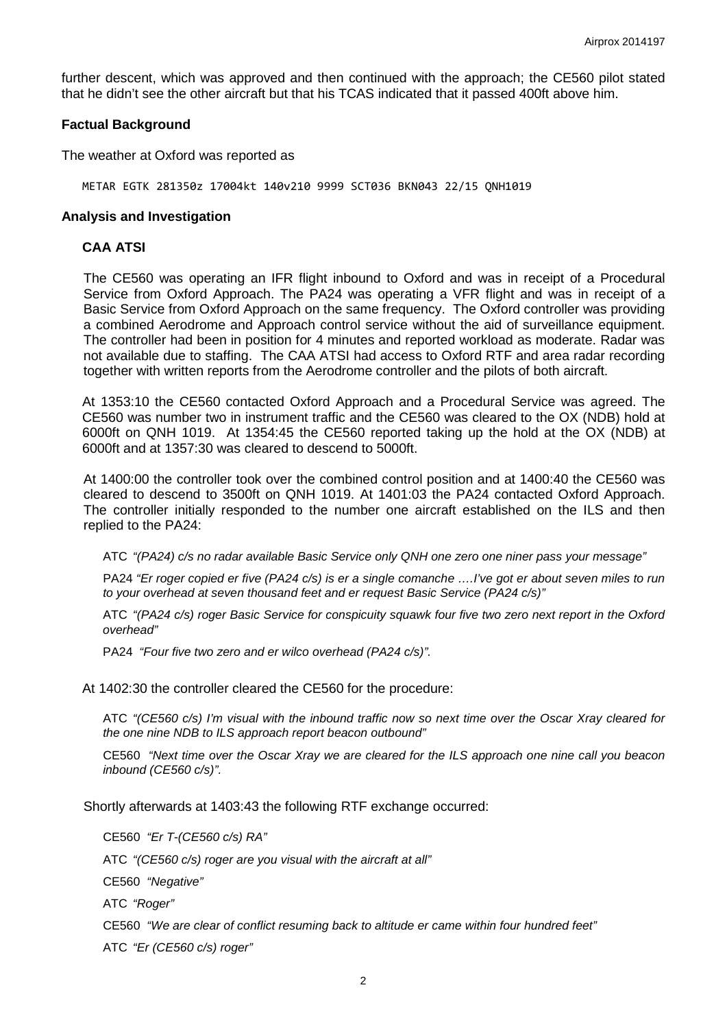further descent, which was approved and then continued with the approach; the CE560 pilot stated that he didn't see the other aircraft but that his TCAS indicated that it passed 400ft above him.

### Factual Background

The weather at Oxford was reported as

```
METAR EGTK 281350z 17004kt 140v210 9999 SCT036 BKN043 22/15 QNH1019
```

### Analysis and Investigation

#### CAA ATSI

The CE560 was operating an IFR flight inbound to Oxford and was in receipt of a Procedural Service from Oxford Approach. The PA24 was operating a VFR flight and was in receipt of a Basic Service from Oxford Approach on the same frequency. The Oxford controller was providing a combined Aerodrome and Approach control service without the aid of surveillance equipment. The controller had been in position for 4 minutes and reported workload as moderate. Radar was not available due to staffing. The CAA ATSI had access to Oxford RTF and area radar recording together with written reports from the Aerodrome controller and the pilots of both aircraft.

At 1353:10 the CE560 contacted Oxford Approach and a Procedural Service was agreed. The CE560 was number two in instrument traffic and the CE560 was cleared to the OX (NDB) hold at 6000ft on QNH 1019. At 1354:45 the CE560 reported taking up the hold at the OX (NDB) at 6000ft and at 1357:30 was cleared to descend to 5000ft.

At 1400:00 the controller took over the combined control position and at 1400:40 the CE560 was cleared to descend to 3500ft on QNH 1019. At 1401:03 the PA24 contacted Oxford Approach. The controller initially responded to the number one aircraft established on the ILS and then replied to the PA24:

ATC *"(PA24) c/s no radar available Basic Service only QNH one zero one niner pass your message"*

PA24 *"Er roger copied er five (PA24 c/s) is er a single comanche ….I've got er about seven miles to run to your overhead at seven thousand feet and er request Basic Service (PA24 c/s)"*

ATC *"(PA24 c/s) roger Basic Service for conspicuity squawk four five two zero next report in the Oxford overhead"*

PA24 *"Four five two zero and er wilco overhead (PA24 c/s)".*

At 1402:30 the controller cleared the CE560 for the procedure:

ATC *"(CE560 c/s) I'm visual with the inbound traffic now so next time over the Oscar Xray cleared for the one nine NDB to ILS approach report beacon outbound"*

CE560 *"Next time over the Oscar Xray we are cleared for the ILS approach one nine call you beacon inbound (CE560 c/s)".*

Shortly afterwards at 1403:43 the following RTF exchange occurred:

CE560 *"Er T-(CE560 c/s) RA"*

ATC *"(CE560 c/s) roger are you visual with the aircraft at all"*

CE560 *"Negative"*

ATC *"Roger"*

CE560 *"We are clear of conflict resuming back to altitude er came within four hundred feet"*

ATC *"Er (CE560 c/s) roger"*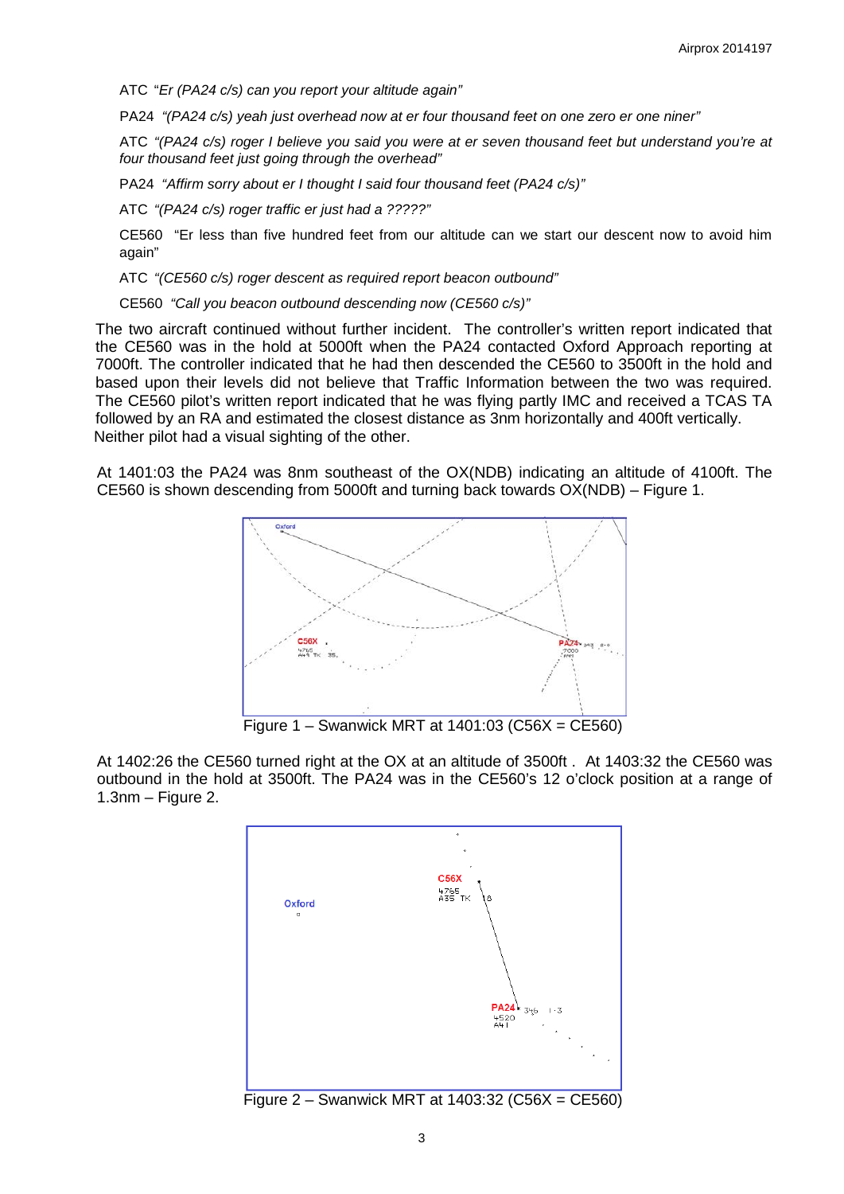ATC "*Er (PA24 c/s) can you report your altitude again"*

PA24 *"(PA24 c/s) yeah just overhead now at er four thousand feet on one zero er one niner"*

ATC *"(PA24 c/s) roger I believe you said you were at er seven thousand feet but understand you're at four thousand feet just going through the overhead"*

PA24 *"Affirm sorry about er I thought I said four thousand feet (PA24 c/s)"*

ATC *"(PA24 c/s) roger traffic er just had a ?????"*

CE560 "Er less than five hundred feet from our altitude can we start our descent now to avoid him again"

ATC *"(CE560 c/s) roger descent as required report beacon outbound"*

CE560 *"Call you beacon outbound descending now (CE560 c/s)"*

The two aircraft continued without further incident. The controller's written report indicated that the CE560 was in the hold at 5000ft when the PA24 contacted Oxford Approach reporting at 7000ft. The controller indicated that he had then descended the CE560 to 3500ft in the hold and based upon their levels did not believe that Traffic Information between the two was required. The CE560 pilot's written report indicated that he was flying partly IMC and received a TCAS TA followed by an RA and estimated the closest distance as 3nm horizontally and 400ft vertically. Neither pilot had a visual sighting of the other.

At 1401:03 the PA24 was 8nm southeast of the OX(NDB) indicating an altitude of 4100ft. The CE560 is shown descending from 5000ft and turning back towards OX(NDB) – Figure 1.

Figure 1 – Swanwick MRT at 1401:03 (C56X = CE560)

At 1402:26 the CE560 turned right at the OX at an altitude of 3500ft . At 1403:32 the CE560 was outbound in the hold at 3500ft. The PA24 was in the CE560's 12 o'clock position at a range of 1.3nm – Figure 2.

Figure 2 – Swanwick MRT at 1403:32 (C56X = CE560)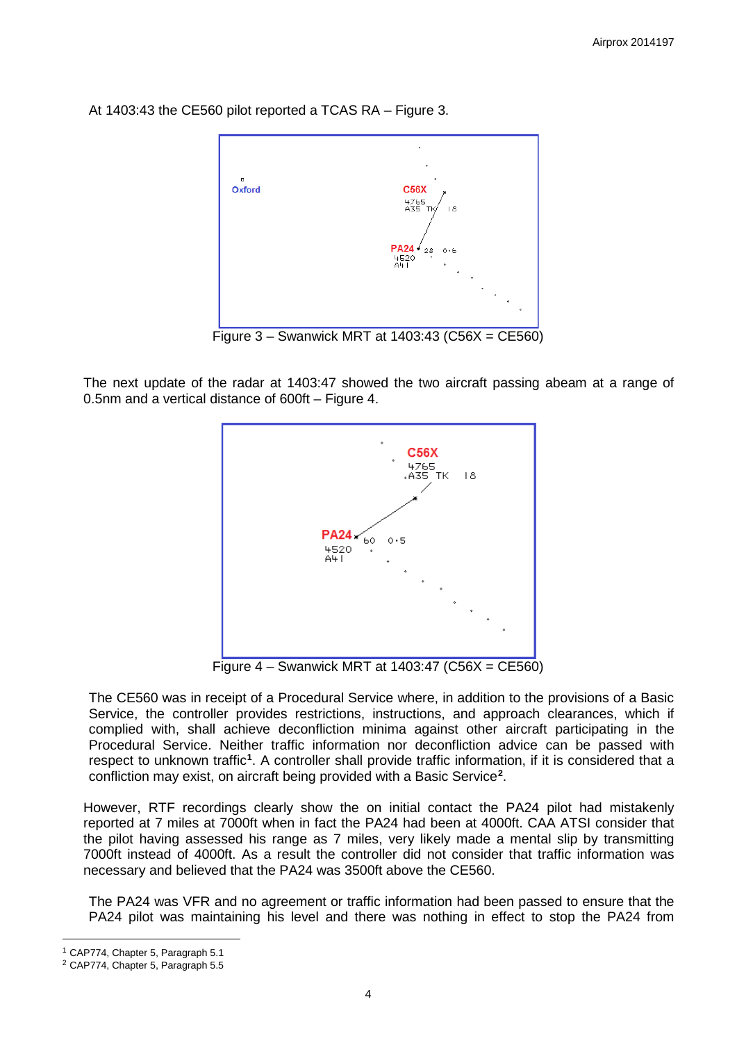At 1403:43 the CE560 pilot reported a TCAS RA – Figure 3.

Figure 3 – Swanwick MRT at 1403:43 (C56X = CE560)

The next update of the radar at 1403:47 showed the two aircraft passing abeam at a range of 0.5nm and a vertical distance of 600ft – Figure 4.

Figure 4 – Swanwick MRT at 1403:47 (C56X = CE560)

The CE560 was in receipt of a Procedural Service where, in addition to the provisions of a Basic Service, the controller provides restrictions, instructions, and approach clearances, which if complied with, shall achieve deconfliction minima against other aircraft participating in the Procedural Service. Neither traffic information nor deconfliction advice can be passed with respect to unknown traffic[1]. A controller shall provide traffic information, if it is considered that a confliction may exist, on aircraft being provided with a Basic Service[2].

However, RTF recordings clearly show the on initial contact the PA24 pilot had mistakenly reported at 7 miles at 7000ft when in fact the PA24 had been at 4000ft. CAA ATSI consider that the pilot having assessed his range as 7 miles, very likely made a mental slip by transmitting 7000ft instead of 4000ft. As a result the controller did not consider that traffic information was necessary and believed that the PA24 was 3500ft above the CE560.

The PA24 was VFR and no agreement or traffic information had been passed to ensure that the PA24 pilot was maintaining his level and there was nothing in effect to stop the PA24 from

---

[1] CAP774, Chapter 5, Paragraph 5.1

[2] CAP774, Chapter 5, Paragraph 5.5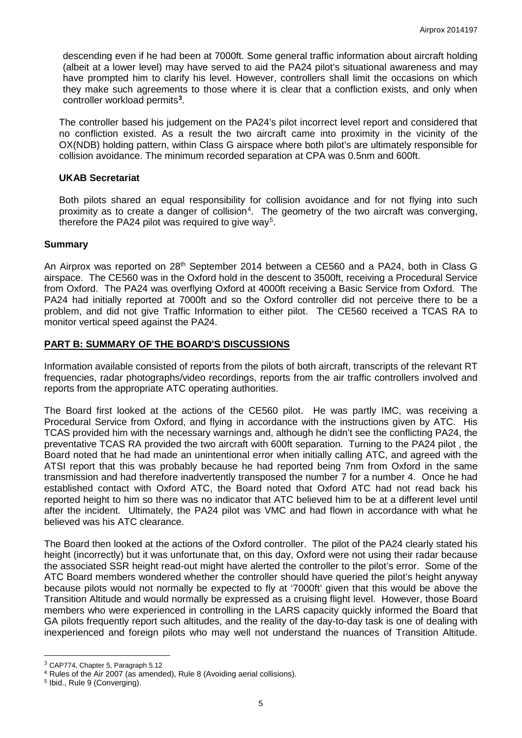descending even if he had been at 7000ft. Some general traffic information about aircraft holding (albeit at a lower level) may have served to aid the PA24 pilot's situational awareness and may have prompted him to clarify his level. However, controllers shall limit the occasions on which they make such agreements to those where it is clear that a confliction exists, and only when controller workload permits[3].

The controller based his judgement on the PA24's pilot incorrect level report and considered that no confliction existed. As a result the two aircraft came into proximity in the vicinity of the OX(NDB) holding pattern, within Class G airspace where both pilot's are ultimately responsible for collision avoidance. The minimum recorded separation at CPA was 0.5nm and 600ft.

### UKAB Secretariat

Both pilots shared an equal responsibility for collision avoidance and for not flying into such proximity as to create a danger of collision[4]. The geometry of the two aircraft was converging, therefore the PA24 pilot was required to give way[5].

## Summary

An Airprox was reported on 28th September 2014 between a CE560 and a PA24, both in Class G airspace. The CE560 was in the Oxford hold in the descent to 3500ft, receiving a Procedural Service from Oxford. The PA24 was overflying Oxford at 4000ft receiving a Basic Service from Oxford. The PA24 had initially reported at 7000ft and so the Oxford controller did not perceive there to be a problem, and did not give Traffic Information to either pilot. The CE560 received a TCAS RA to monitor vertical speed against the PA24.

## PART B: SUMMARY OF THE BOARD'S DISCUSSIONS

Information available consisted of reports from the pilots of both aircraft, transcripts of the relevant RT frequencies, radar photographs/video recordings, reports from the air traffic controllers involved and reports from the appropriate ATC operating authorities.

The Board first looked at the actions of the CE560 pilot. He was partly IMC, was receiving a Procedural Service from Oxford, and flying in accordance with the instructions given by ATC. His TCAS provided him with the necessary warnings and, although he didn't see the conflicting PA24, the preventative TCAS RA provided the two aircraft with 600ft separation. Turning to the PA24 pilot , the Board noted that he had made an unintentional error when initially calling ATC, and agreed with the ATSI report that this was probably because he had reported being 7nm from Oxford in the same transmission and had therefore inadvertently transposed the number 7 for a number 4. Once he had established contact with Oxford ATC, the Board noted that Oxford ATC had not read back his reported height to him so there was no indicator that ATC believed him to be at a different level until after the incident. Ultimately, the PA24 pilot was VMC and had flown in accordance with what he believed was his ATC clearance.

The Board then looked at the actions of the Oxford controller. The pilot of the PA24 clearly stated his height (incorrectly) but it was unfortunate that, on this day, Oxford were not using their radar because the associated SSR height read-out might have alerted the controller to the pilot's error. Some of the ATC Board members wondered whether the controller should have queried the pilot's height anyway because pilots would not normally be expected to fly at '7000ft' given that this would be above the Transition Altitude and would normally be expressed as a cruising flight level. However, those Board members who were experienced in controlling in the LARS capacity quickly informed the Board that GA pilots frequently report such altitudes, and the reality of the day-to-day task is one of dealing with inexperienced and foreign pilots who may well not understand the nuances of Transition Altitude.

---

[3] CAP774, Chapter 5, Paragraph 5.12

[4] Rules of the Air 2007 (as amended), Rule 8 (Avoiding aerial collisions).

[5] Ibid., Rule 9 (Converging).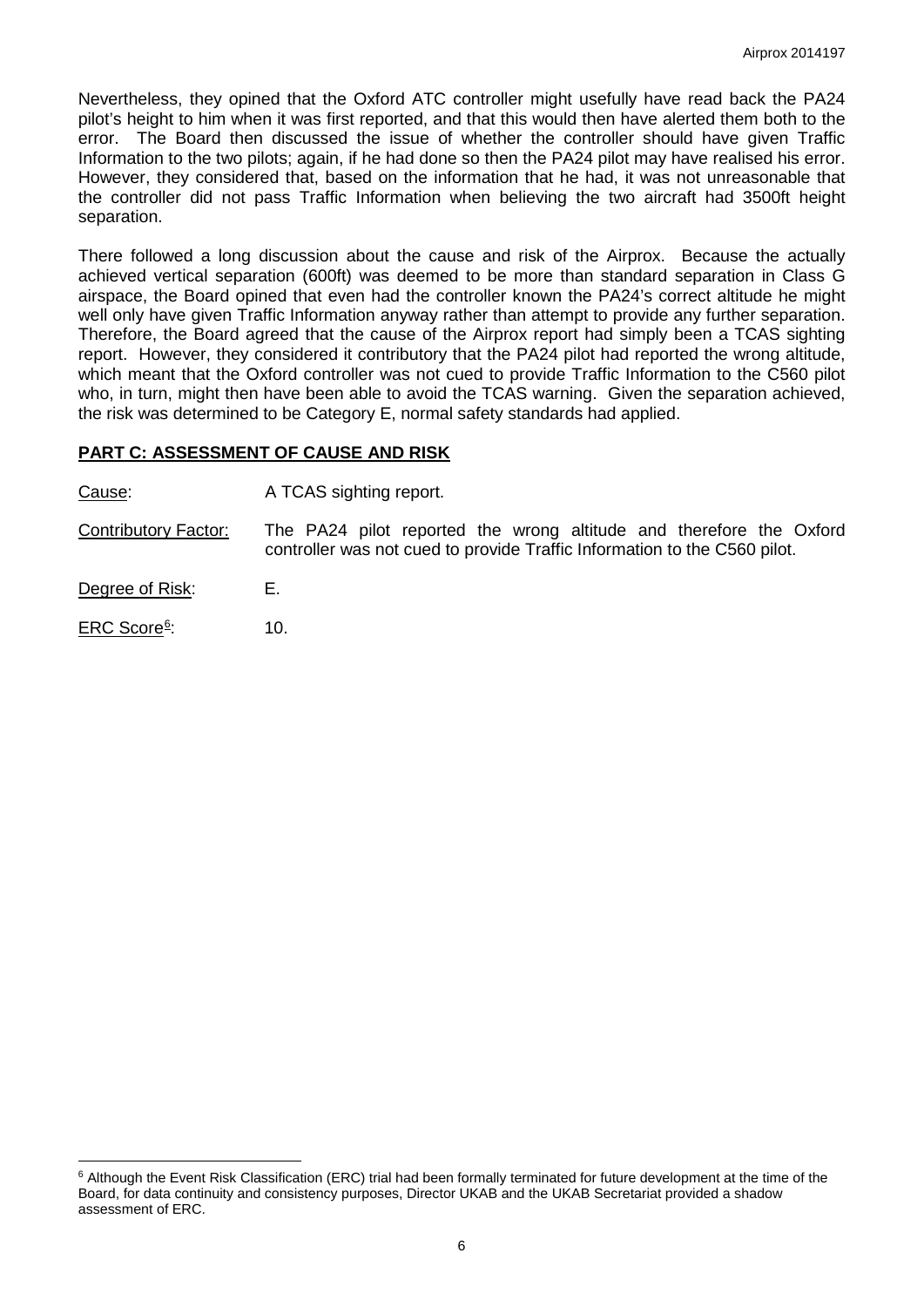Nevertheless, they opined that the Oxford ATC controller might usefully have read back the PA24 pilot's height to him when it was first reported, and that this would then have alerted them both to the error. The Board then discussed the issue of whether the controller should have given Traffic Information to the two pilots; again, if he had done so then the PA24 pilot may have realised his error. However, they considered that, based on the information that he had, it was not unreasonable that the controller did not pass Traffic Information when believing the two aircraft had 3500ft height separation.

There followed a long discussion about the cause and risk of the Airprox. Because the actually achieved vertical separation (600ft) was deemed to be more than standard separation in Class G airspace, the Board opined that even had the controller known the PA24's correct altitude he might well only have given Traffic Information anyway rather than attempt to provide any further separation. Therefore, the Board agreed that the cause of the Airprox report had simply been a TCAS sighting report. However, they considered it contributory that the PA24 pilot had reported the wrong altitude, which meant that the Oxford controller was not cued to provide Traffic Information to the C560 pilot who, in turn, might then have been able to avoid the TCAS warning. Given the separation achieved, the risk was determined to be Category E, normal safety standards had applied.

## PART C: ASSESSMENT OF CAUSE AND RISK

Cause: A TCAS sighting report.

Contributory Factor: The PA24 pilot reported the wrong altitude and therefore the Oxford controller was not cued to provide Traffic Information to the C560 pilot.

Degree of Risk: E.

ERC Score[6]: 10.

---

[6] Although the Event Risk Classification (ERC) trial had been formally terminated for future development at the time of the Board, for data continuity and consistency purposes, Director UKAB and the UKAB Secretariat provided a shadow assessment of ERC.